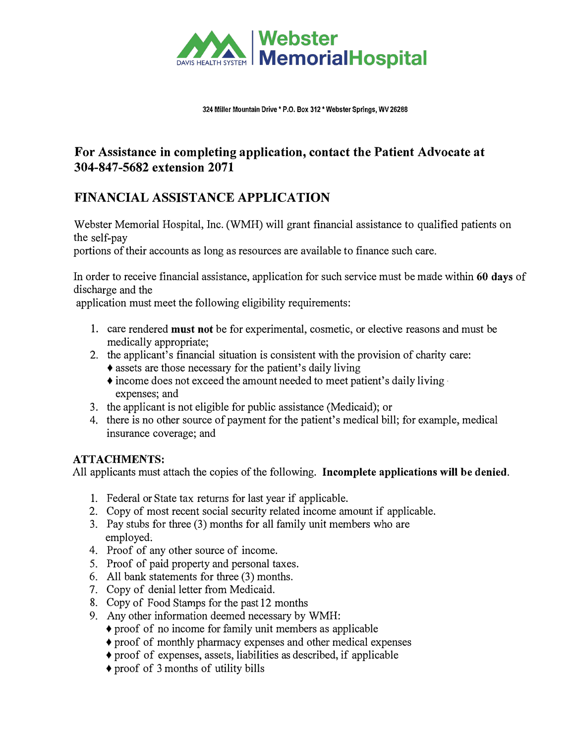Webster Memorial Hospital
DAVIS HEALTH SYSTEM

324 Miller Mountain Drive * P.O. Box 312 * Webster Springs, WV 26288

## For Assistance in completing application, contact the Patient Advocate at 304-847-5682 extension 2071

## FINANCIAL ASSISTANCE APPLICATION

Webster Memorial Hospital, Inc. (WMH) will grant financial assistance to qualified patients on the self-pay portions of their accounts as long as resources are available to finance such care.

In order to receive financial assistance, application for such service must be made within **60 days** of discharge and the application must meet the following eligibility requirements:

1. care rendered **must not** be for experimental, cosmetic, or elective reasons and must be medically appropriate;
2. the applicant's financial situation is consistent with the provision of charity care:
   - ♦ assets are those necessary for the patient's daily living
   - ♦ income does not exceed the amount needed to meet patient's daily living expenses; and
3. the applicant is not eligible for public assistance (Medicaid); or
4. there is no other source of payment for the patient's medical bill; for example, medical insurance coverage; and

**ATTACHMENTS:**

All applicants must attach the copies of the following. **Incomplete applications will be denied**.

1. Federal or State tax returns for last year if applicable.
2. Copy of most recent social security related income amount if applicable.
3. Pay stubs for three (3) months for all family unit members who are employed.
4. Proof of any other source of income.
5. Proof of paid property and personal taxes.
6. All bank statements for three (3) months.
7. Copy of denial letter from Medicaid.
8. Copy of Food Stamps for the past 12 months
9. Any other information deemed necessary by WMH:
   - ♦ proof of no income for family unit members as applicable
   - ♦ proof of monthly pharmacy expenses and other medical expenses
   - ♦ proof of expenses, assets, liabilities as described, if applicable
   - ♦ proof of 3 months of utility bills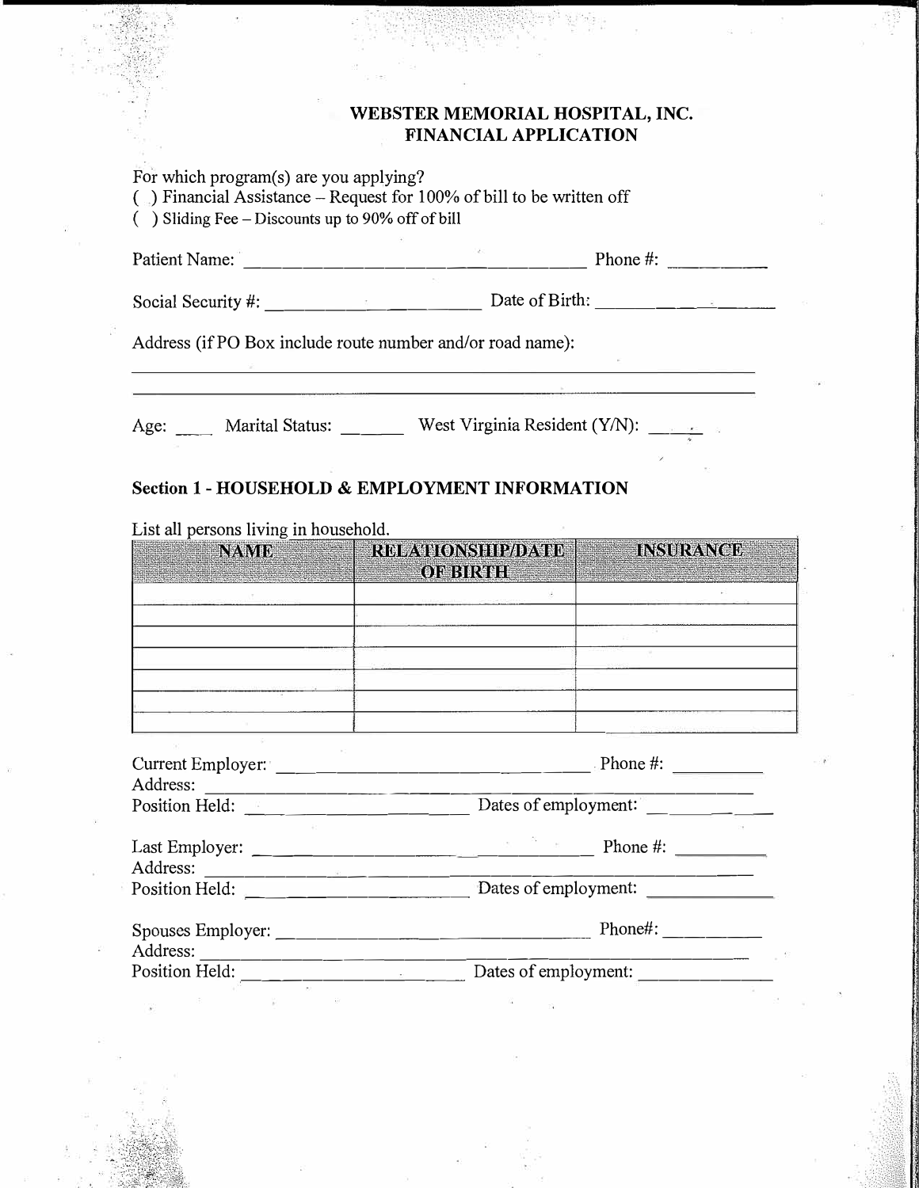**WEBSTER MEMORIAL HOSPITAL, INC.**
**FINANCIAL APPLICATION**

For which program(s) are you applying?

( ) Financial Assistance – Request for 100% of bill to be written off

( ) Sliding Fee – Discounts up to 90% off of bill

Patient Name: ______________________________ Phone #: __________

Social Security #: ____________________ Date of Birth: ________________

Address (if PO Box include route number and/or road name):

______________________________________________________________

______________________________________________________________

Age: ____ Marital Status: _______ West Virginia Resident (Y/N): _____

## Section 1 - HOUSEHOLD & EMPLOYMENT INFORMATION

List all persons living in household.

| NAME | RELATIONSHIP/DATE OF BIRTH | INSURANCE |
|---|---|---|
| | | |
| | | |
| | | |
| | | |
| | | |
| | | |
| | | |

Current Employer: ______________________________ Phone #: __________
Address: ______________________________________________________
Position Held: ____________________ Dates of employment: ____________

Last Employer: ______________________________ Phone #: __________
Address: ______________________________________________________
Position Held: ____________________ Dates of employment: ____________

Spouses Employer: ______________________________ Phone#: __________
Address: ______________________________________________________
Position Held: ____________________ Dates of employment: ____________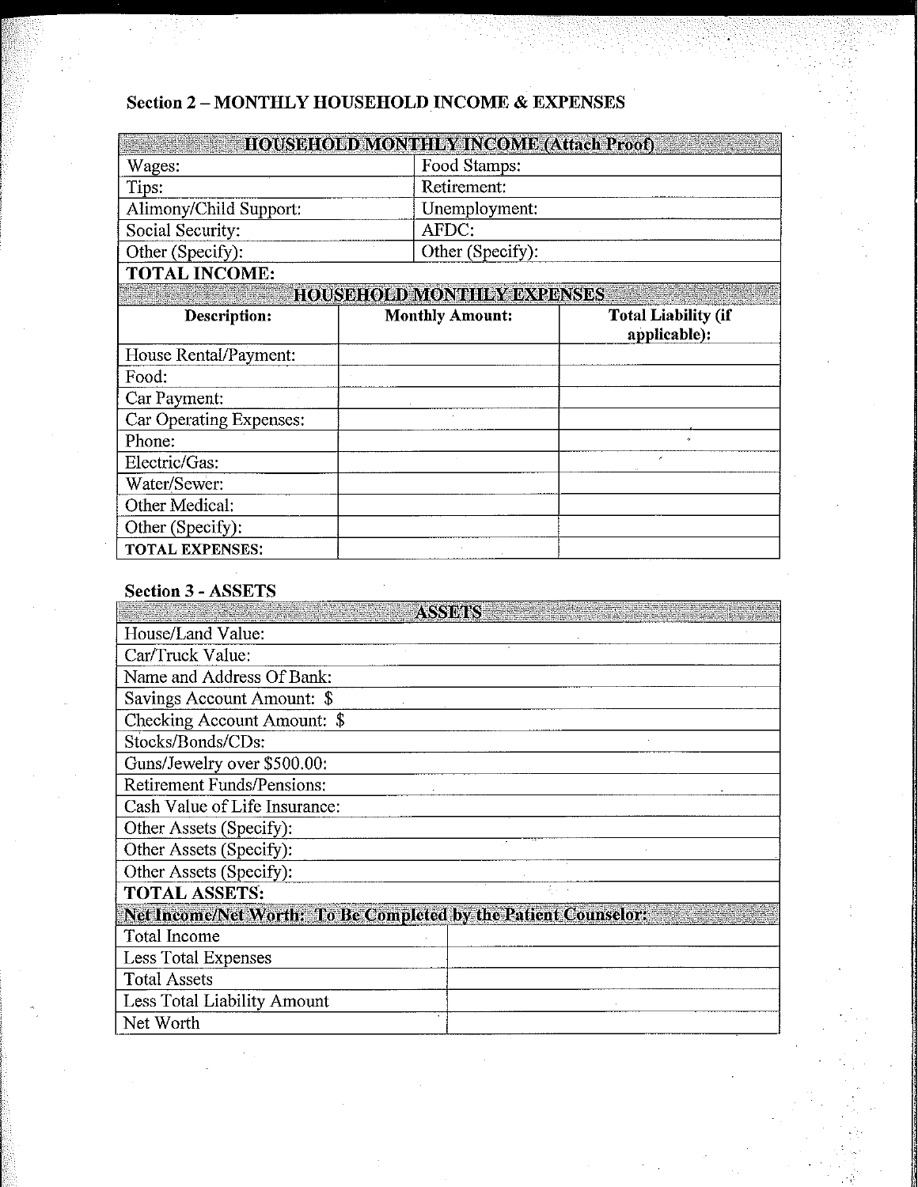## Section 2 – MONTHLY HOUSEHOLD INCOME & EXPENSES

| HOUSEHOLD MONTHLY INCOME (Attach Proof) | |
|---|---|
| Wages: | Food Stamps: |
| Tips: | Retirement: |
| Alimony/Child Support: | Unemployment: |
| Social Security: | AFDC: |
| Other (Specify): | Other (Specify): |
| **TOTAL INCOME:** | |

| HOUSEHOLD MONTHLY EXPENSES | | |
|---|---|---|
| **Description:** | **Monthly Amount:** | **Total Liability (if applicable):** |
| House Rental/Payment: | | |
| Food: | | |
| Car Payment: | | |
| Car Operating Expenses: | | |
| Phone: | | |
| Electric/Gas: | | |
| Water/Sewer: | | |
| Other Medical: | | |
| Other (Specify): | | |
| **TOTAL EXPENSES:** | | |

## Section 3 - ASSETS

| ASSETS |
|---|
| House/Land Value: |
| Car/Truck Value: |
| Name and Address Of Bank: |
| Savings Account Amount: $ |
| Checking Account Amount: $ |
| Stocks/Bonds/CDs: |
| Guns/Jewelry over $500.00: |
| Retirement Funds/Pensions: |
| Cash Value of Life Insurance: |
| Other Assets (Specify): |
| Other Assets (Specify): |
| Other Assets (Specify): |
| **TOTAL ASSETS:** |

| Net Income/Net Worth: To Be Completed by the Patient Counselor: | |
|---|---|
| Total Income | |
| Less Total Expenses | |
| Total Assets | |
| Less Total Liability Amount | |
| Net Worth | |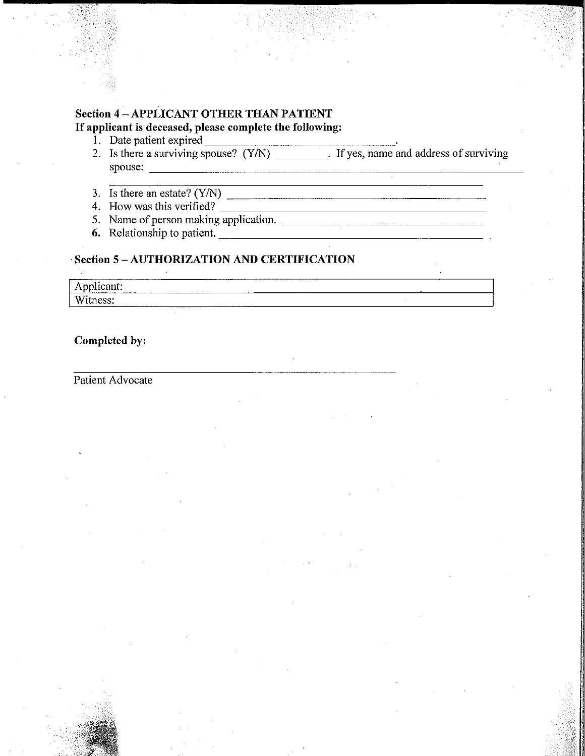**Section 4 – APPLICANT OTHER THAN PATIENT**

**If applicant is deceased, please complete the following:**

1. Date patient expired \_\_\_\_\_\_\_\_\_\_\_\_\_\_\_\_\_\_\_\_\_\_\_\_\_\_\_\_\_\_.
2. Is there a surviving spouse? (Y/N) \_\_\_\_\_\_\_\_. If yes, name and address of surviving spouse: \_\_\_\_\_\_\_\_\_\_\_\_\_\_\_\_\_\_\_\_\_\_\_\_\_\_\_\_\_\_\_\_\_\_\_\_\_\_\_\_\_\_\_\_\_\_\_\_\_\_\_\_\_\_\_\_
   \_\_\_\_\_\_\_\_\_\_\_\_\_\_\_\_\_\_\_\_\_\_\_\_\_\_\_\_\_\_\_\_\_\_\_\_\_\_\_\_\_\_\_\_\_\_\_\_\_\_\_\_\_\_\_\_
3. Is there an estate? (Y/N) \_\_\_\_\_\_\_\_\_\_\_\_\_\_\_\_\_\_\_\_\_\_\_\_\_\_\_\_\_\_\_\_\_\_\_\_\_\_\_\_
4. How was this verified? \_\_\_\_\_\_\_\_\_\_\_\_\_\_\_\_\_\_\_\_\_\_\_\_\_\_\_\_\_\_\_\_\_\_\_\_\_\_\_\_
5. Name of person making application. \_\_\_\_\_\_\_\_\_\_\_\_\_\_\_\_\_\_\_\_\_\_\_\_\_\_\_\_\_\_\_\_
6. Relationship to patient. \_\_\_\_\_\_\_\_\_\_\_\_\_\_\_\_\_\_\_\_\_\_\_\_\_\_\_\_\_\_\_\_\_\_\_\_\_\_\_\_

**Section 5 – AUTHORIZATION AND CERTIFICATION**

| | |
|---|---|
| Applicant: | |
| Witness: | |

**Completed by:**

\_\_\_\_\_\_\_\_\_\_\_\_\_\_\_\_\_\_\_\_\_\_\_\_\_\_\_\_\_\_\_\_\_\_\_\_\_\_\_\_

Patient Advocate